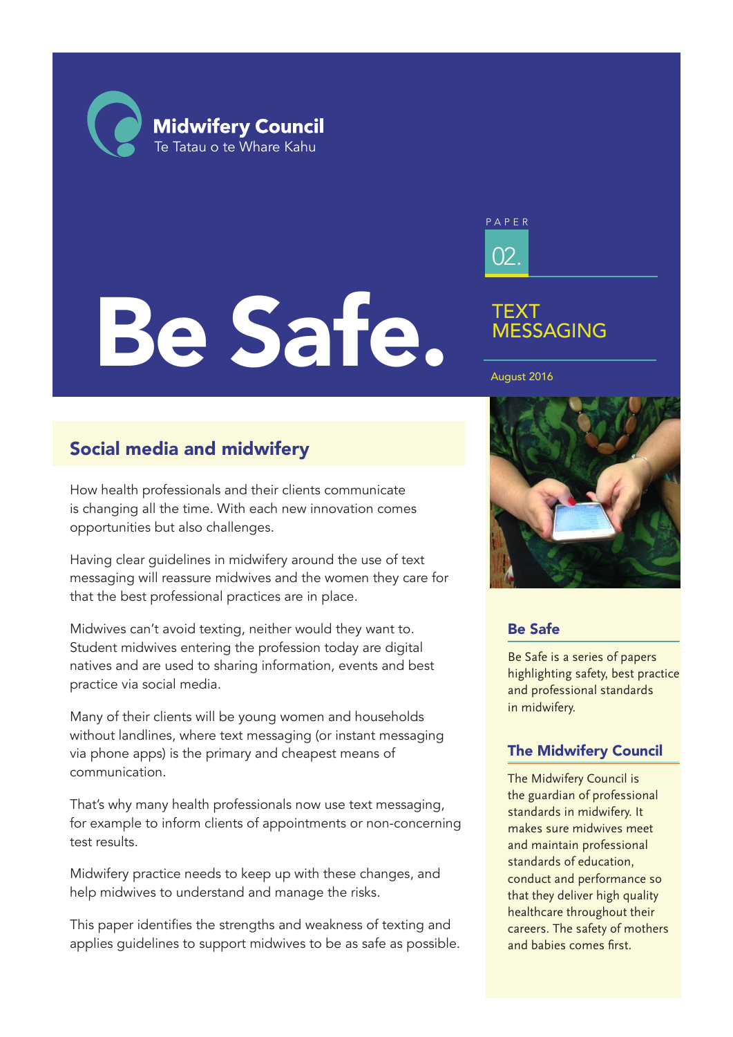**Midwifery Council**
Te Tatau o te Whare Kahu

# Be Safe.

PAPER 02.

## TEXT MESSAGING

August 2016

## Social media and midwifery

How health professionals and their clients communicate is changing all the time. With each new innovation comes opportunities but also challenges.

Having clear guidelines in midwifery around the use of text messaging will reassure midwives and the women they care for that the best professional practices are in place.

Midwives can't avoid texting, neither would they want to. Student midwives entering the profession today are digital natives and are used to sharing information, events and best practice via social media.

Many of their clients will be young women and households without landlines, where text messaging (or instant messaging via phone apps) is the primary and cheapest means of communication.

That's why many health professionals now use text messaging, for example to inform clients of appointments or non-concerning test results.

Midwifery practice needs to keep up with these changes, and help midwives to understand and manage the risks.

This paper identifies the strengths and weakness of texting and applies guidelines to support midwives to be as safe as possible.

### Be Safe

Be Safe is a series of papers highlighting safety, best practice and professional standards in midwifery.

### The Midwifery Council

The Midwifery Council is the guardian of professional standards in midwifery. It makes sure midwives meet and maintain professional standards of education, conduct and performance so that they deliver high quality healthcare throughout their careers. The safety of mothers and babies comes first.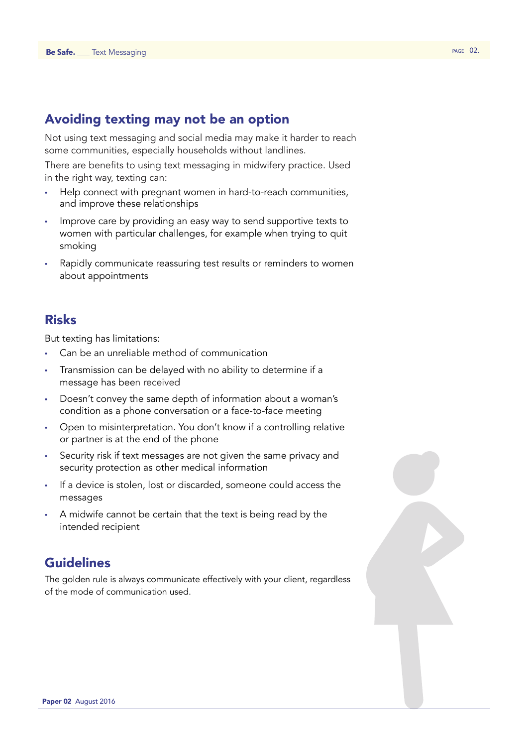## Avoiding texting may not be an option

Not using text messaging and social media may make it harder to reach some communities, especially households without landlines.

There are benefits to using text messaging in midwifery practice. Used in the right way, texting can:

- Help connect with pregnant women in hard-to-reach communities, and improve these relationships
- Improve care by providing an easy way to send supportive texts to women with particular challenges, for example when trying to quit smoking
- Rapidly communicate reassuring test results or reminders to women about appointments

## Risks

But texting has limitations:

- Can be an unreliable method of communication
- Transmission can be delayed with no ability to determine if a message has been received
- Doesn't convey the same depth of information about a woman's condition as a phone conversation or a face-to-face meeting
- Open to misinterpretation. You don't know if a controlling relative or partner is at the end of the phone
- Security risk if text messages are not given the same privacy and security protection as other medical information
- If a device is stolen, lost or discarded, someone could access the messages
- A midwife cannot be certain that the text is being read by the intended recipient

## Guidelines

The golden rule is always communicate effectively with your client, regardless of the mode of communication used.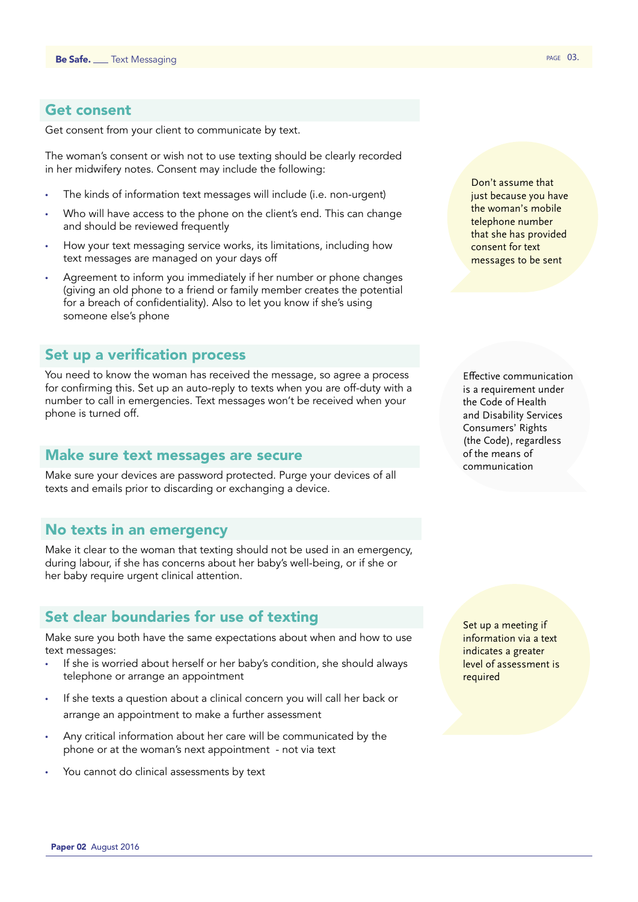## Get consent

Get consent from your client to communicate by text.

The woman's consent or wish not to use texting should be clearly recorded in her midwifery notes. Consent may include the following:

- The kinds of information text messages will include (i.e. non-urgent)
- Who will have access to the phone on the client's end. This can change and should be reviewed frequently
- How your text messaging service works, its limitations, including how text messages are managed on your days off
- Agreement to inform you immediately if her number or phone changes (giving an old phone to a friend or family member creates the potential for a breach of confidentiality). Also to let you know if she's using someone else's phone

Don't assume that just because you have the woman's mobile telephone number that she has provided consent for text messages to be sent

## Set up a verification process

You need to know the woman has received the message, so agree a process for confirming this. Set up an auto-reply to texts when you are off-duty with a number to call in emergencies. Text messages won't be received when your phone is turned off.

Effective communication is a requirement under the Code of Health and Disability Services Consumers' Rights (the Code), regardless of the means of communication

## Make sure text messages are secure

Make sure your devices are password protected. Purge your devices of all texts and emails prior to discarding or exchanging a device.

## No texts in an emergency

Make it clear to the woman that texting should not be used in an emergency, during labour, if she has concerns about her baby's well-being, or if she or her baby require urgent clinical attention.

## Set clear boundaries for use of texting

Make sure you both have the same expectations about when and how to use text messages:

- If she is worried about herself or her baby's condition, she should always telephone or arrange an appointment
- If she texts a question about a clinical concern you will call her back or arrange an appointment to make a further assessment
- Any critical information about her care will be communicated by the phone or at the woman's next appointment - not via text
- You cannot do clinical assessments by text

Set up a meeting if information via a text indicates a greater level of assessment is required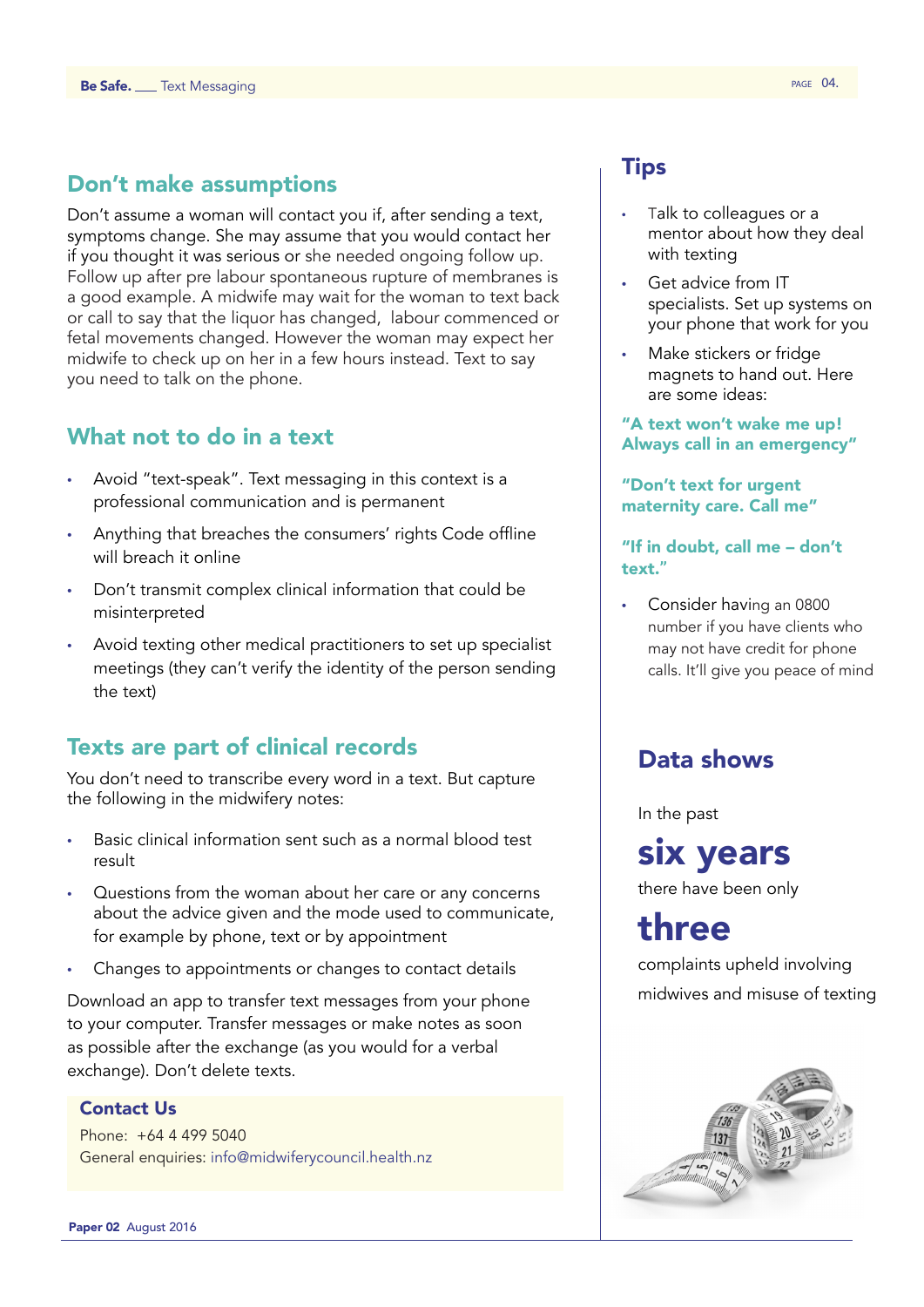## Don't make assumptions

Don't assume a woman will contact you if, after sending a text, symptoms change. She may assume that you would contact her if you thought it was serious or she needed ongoing follow up. Follow up after pre labour spontaneous rupture of membranes is a good example. A midwife may wait for the woman to text back or call to say that the liquor has changed, labour commenced or fetal movements changed. However the woman may expect her midwife to check up on her in a few hours instead. Text to say you need to talk on the phone.

## What not to do in a text

- Avoid "text-speak". Text messaging in this context is a professional communication and is permanent
- Anything that breaches the consumers' rights Code offline will breach it online
- Don't transmit complex clinical information that could be misinterpreted
- Avoid texting other medical practitioners to set up specialist meetings (they can't verify the identity of the person sending the text)

## Texts are part of clinical records

You don't need to transcribe every word in a text. But capture the following in the midwifery notes:

- Basic clinical information sent such as a normal blood test result
- Questions from the woman about her care or any concerns about the advice given and the mode used to communicate, for example by phone, text or by appointment
- Changes to appointments or changes to contact details

Download an app to transfer text messages from your phone to your computer. Transfer messages or make notes as soon as possible after the exchange (as you would for a verbal exchange). Don't delete texts.

### Contact Us

Phone: +64 4 499 5040

General enquiries: info@midwiferycouncil.health.nz

## Tips

- Talk to colleagues or a mentor about how they deal with texting
- Get advice from IT specialists. Set up systems on your phone that work for you
- Make stickers or fridge magnets to hand out. Here are some ideas:

**"A text won't wake me up! Always call in an emergency"**

**"Don't text for urgent maternity care. Call me"**

**"If in doubt, call me – don't text."**

- Consider having an 0800 number if you have clients who may not have credit for phone calls. It'll give you peace of mind

## Data shows

In the past

**six years**

there have been only

**three**

complaints upheld involving midwives and misuse of texting